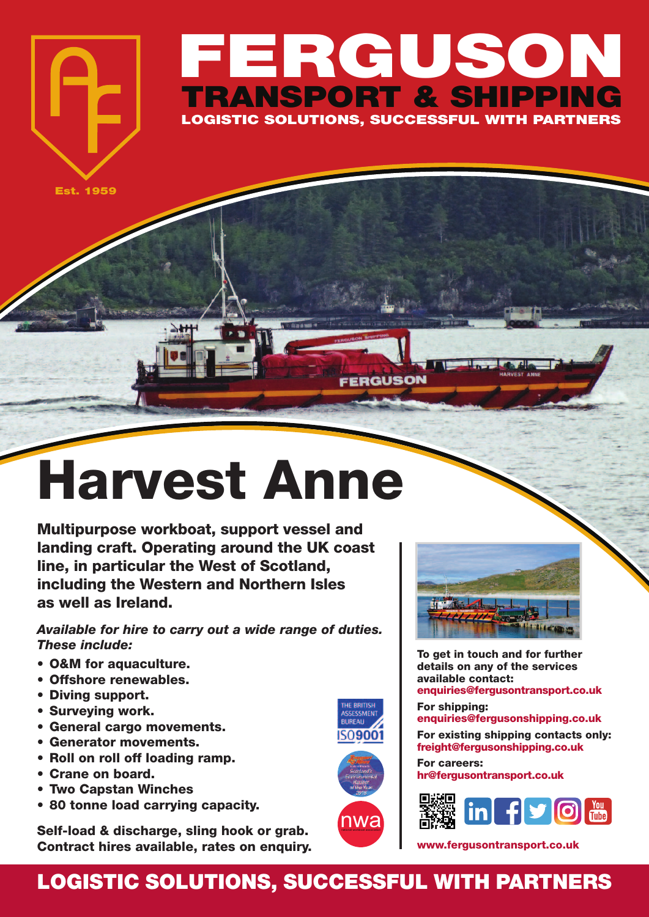# FERGUSON

## TRANSPORT & SHIPPING

LOGISTIC SOLUTIONS, SUCCESSFUL WITH PARTNERS

Est. 1959

# Harvest Anne

**Multipurpose workboat, support vessel and landing craft. Operating around the UK coast line, in particular the West of Scotland, including the Western and Northern Isles as well as Ireland.**

***Available for hire to carry out a wide range of duties. These include:***

- **O&M for aquaculture.**
- **Offshore renewables.**
- **Diving support.**
- **Surveying work.**
- **General cargo movements.**
- **Generator movements.**
- **Roll on roll off loading ramp.**
- **Crane on board.**
- **Two Capstan Winches**
- **80 tonne load carrying capacity.**

**Self-load & discharge, sling hook or grab. Contract hires available, rates on enquiry.**

THE BRITISH ASSESSMENT BUREAU ISO9001

**To get in touch and for further details on any of the services available contact:**
**enquiries@fergusontransport.co.uk**

**For shipping:**
**enquiries@fergusonshipping.co.uk**

**For existing shipping contacts only:**
**freight@fergusonshipping.co.uk**

**For careers:**
**hr@fergusontransport.co.uk**

**www.fergusontransport.co.uk**

## LOGISTIC SOLUTIONS, SUCCESSFUL WITH PARTNERS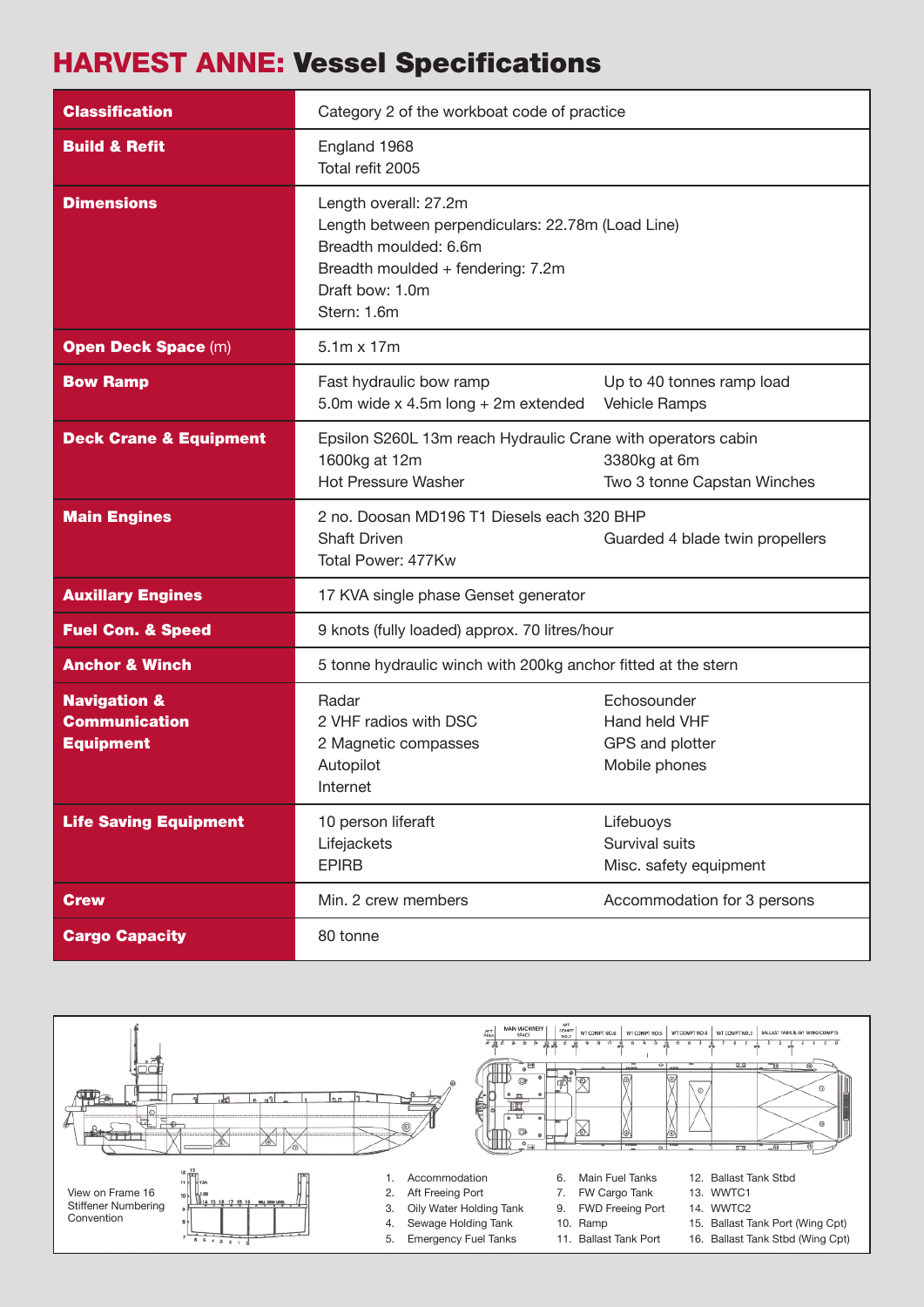# HARVEST ANNE: Vessel Specifications

| | | |
|---|---|---|
| **Classification** | Category 2 of the workboat code of practice | |
| **Build & Refit** | England 1968<br>Total refit 2005 | |
| **Dimensions** | Length overall: 27.2m<br>Length between perpendiculars: 22.78m (Load Line)<br>Breadth moulded: 6.6m<br>Breadth moulded + fendering: 7.2m<br>Draft bow: 1.0m<br>Stern: 1.6m | |
| **Open Deck Space** (m) | 5.1m x 17m | |
| **Bow Ramp** | Fast hydraulic bow ramp<br>5.0m wide x 4.5m long + 2m extended | Up to 40 tonnes ramp load<br>Vehicle Ramps |
| **Deck Crane & Equipment** | Epsilon S260L 13m reach Hydraulic Crane with operators cabin<br>1600kg at 12m<br>Hot Pressure Washer | <br>3380kg at 6m<br>Two 3 tonne Capstan Winches |
| **Main Engines** | 2 no. Doosan MD196 T1 Diesels each 320 BHP<br>Shaft Driven<br>Total Power: 477Kw | <br>Guarded 4 blade twin propellers |
| **Auxillary Engines** | 17 KVA single phase Genset generator | |
| **Fuel Con. & Speed** | 9 knots (fully loaded) approx. 70 litres/hour | |
| **Anchor & Winch** | 5 tonne hydraulic winch with 200kg anchor fitted at the stern | |
| **Navigation & Communication Equipment** | Radar<br>2 VHF radios with DSC<br>2 Magnetic compasses<br>Autopilot<br>Internet | Echosounder<br>Hand held VHF<br>GPS and plotter<br>Mobile phones |
| **Life Saving Equipment** | 10 person liferaft<br>Lifejackets<br>EPIRB | Lifebuoys<br>Survival suits<br>Misc. safety equipment |
| **Crew** | Min. 2 crew members | Accommodation for 3 persons |
| **Cargo Capacity** | 80 tonne | |

View on Frame 16
Stiffener Numbering
Convention

1. Accommodation
2. Aft Freeing Port
3. Oily Water Holding Tank
4. Sewage Holding Tank
5. Emergency Fuel Tanks
6. Main Fuel Tanks
7. FW Cargo Tank
9. FWD Freeing Port
10. Ramp
11. Ballast Tank Port
12. Ballast Tank Stbd
13. WWTC1
14. WWTC2
15. Ballast Tank Port (Wing Cpt)
16. Ballast Tank Stbd (Wing Cpt)